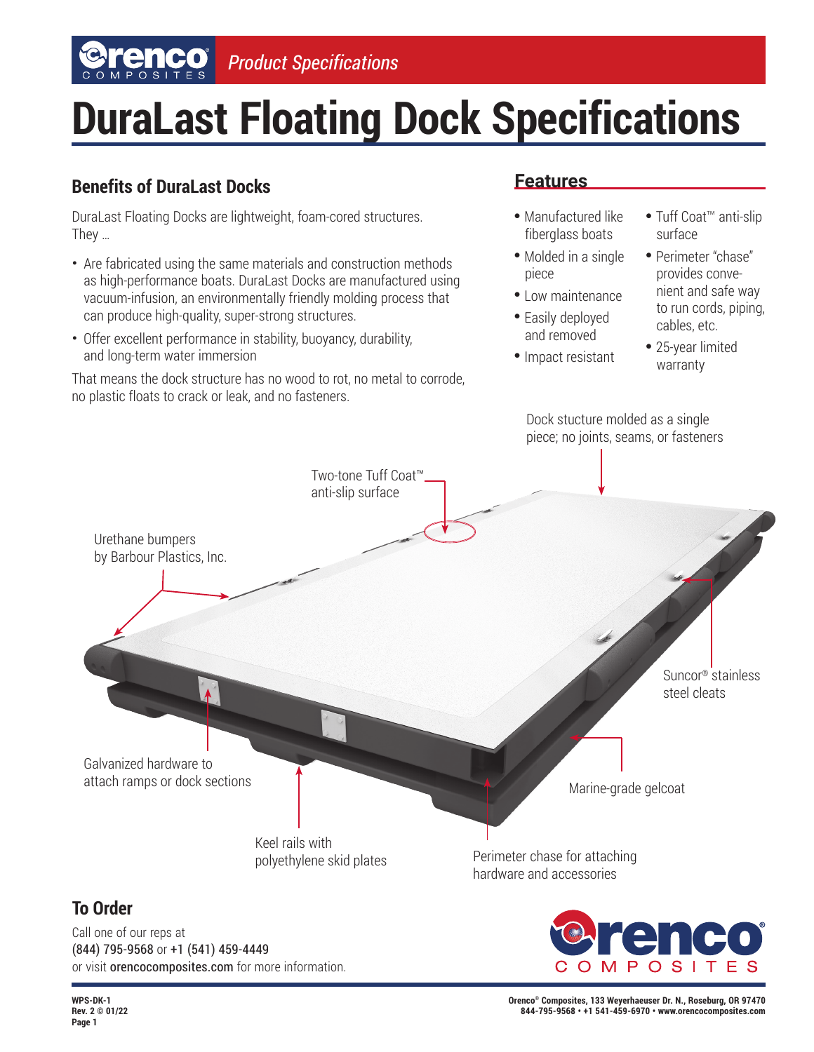*Product Specifications*

# DuraLast Floating Dock Specifications

## Benefits of DuraLast Docks

DuraLast Floating Docks are lightweight, foam-cored structures. They …

- Are fabricated using the same materials and construction methods as high-performance boats. DuraLast Docks are manufactured using vacuum-infusion, an environmentally friendly molding process that can produce high-quality, super-strong structures.
- Offer excellent performance in stability, buoyancy, durability, and long-term water immersion

That means the dock structure has no wood to rot, no metal to corrode, no plastic floats to crack or leak, and no fasteners.

## Features

- Manufactured like fiberglass boats
- Molded in a single piece
- Low maintenance
- Easily deployed and removed
- Impact resistant
- Tuff Coat™ anti-slip surface
- Perimeter "chase" provides convenient and safe way to run cords, piping, cables, etc.
- 25-year limited warranty

Dock stucture molded as a single piece; no joints, seams, or fasteners

Two-tone Tuff Coat™ anti-slip surface

Urethane bumpers by Barbour Plastics, Inc.

Suncor® stainless steel cleats

Galvanized hardware to attach ramps or dock sections

Marine-grade gelcoat

Keel rails with polyethylene skid plates

Perimeter chase for attaching hardware and accessories

## To Order

Call one of our reps at (844) 795-9568 or +1 (541) 459-4449 or visit orencocomposites.com for more information.

WPS-DK-1
Rev. 2 © 01/22

Orenco® Composites, 133 Weyerhaeuser Dr. N., Roseburg, OR 97470
844-795-9568 • +1 541-459-6970 • www.orencocomposites.com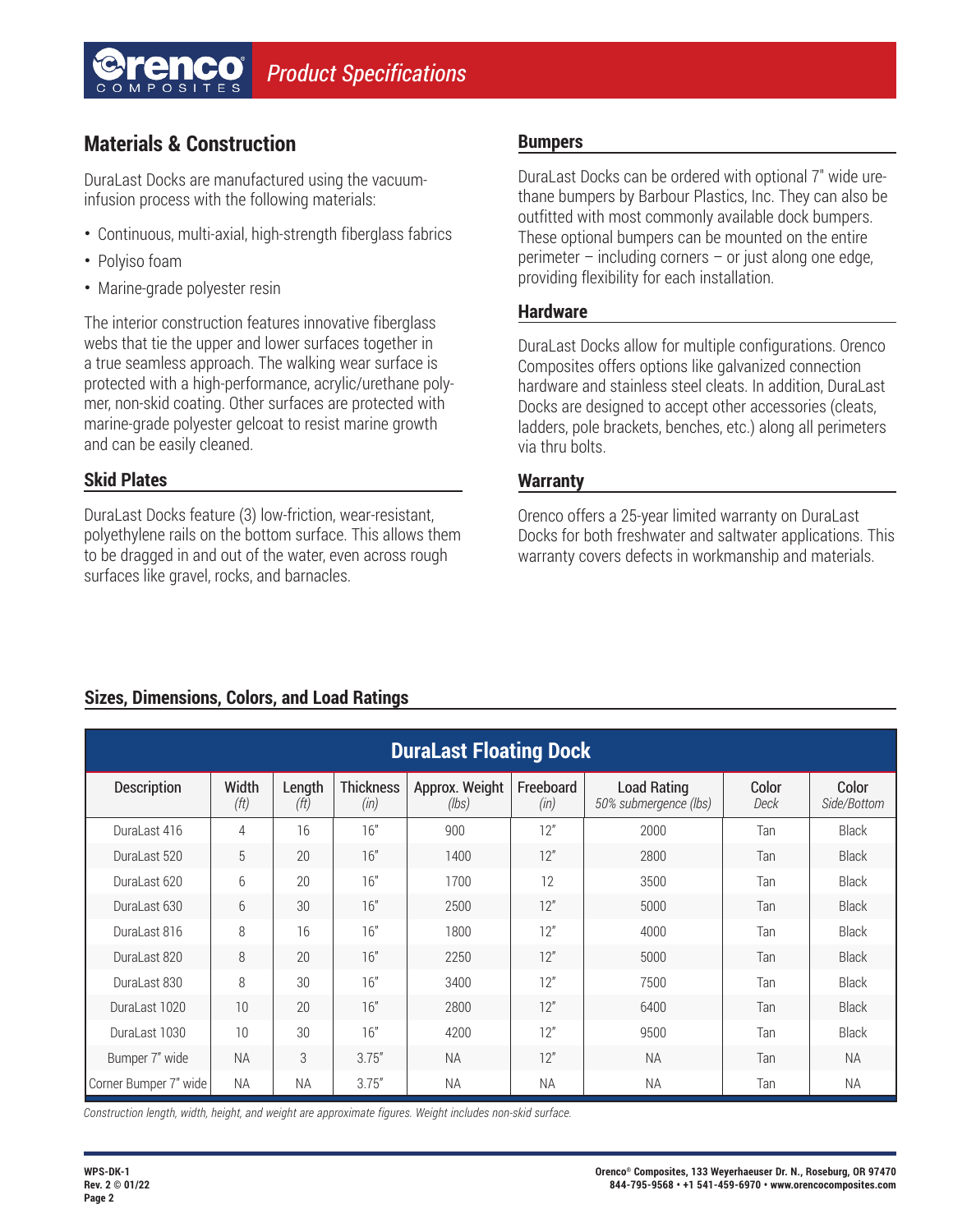## Materials & Construction

DuraLast Docks are manufactured using the vacuum-infusion process with the following materials:

- Continuous, multi-axial, high-strength fiberglass fabrics
- Polyiso foam
- Marine-grade polyester resin

The interior construction features innovative fiberglass webs that tie the upper and lower surfaces together in a true seamless approach. The walking wear surface is protected with a high-performance, acrylic/urethane polymer, non-skid coating. Other surfaces are protected with marine-grade polyester gelcoat to resist marine growth and can be easily cleaned.

### Skid Plates

DuraLast Docks feature (3) low-friction, wear-resistant, polyethylene rails on the bottom surface. This allows them to be dragged in and out of the water, even across rough surfaces like gravel, rocks, and barnacles.

### Bumpers

DuraLast Docks can be ordered with optional 7" wide urethane bumpers by Barbour Plastics, Inc. They can also be outfitted with most commonly available dock bumpers. These optional bumpers can be mounted on the entire perimeter – including corners – or just along one edge, providing flexibility for each installation.

### Hardware

DuraLast Docks allow for multiple configurations. Orenco Composites offers options like galvanized connection hardware and stainless steel cleats. In addition, DuraLast Docks are designed to accept other accessories (cleats, ladders, pole brackets, benches, etc.) along all perimeters via thru bolts.

### Warranty

Orenco offers a 25-year limited warranty on DuraLast Docks for both freshwater and saltwater applications. This warranty covers defects in workmanship and materials.

### Sizes, Dimensions, Colors, and Load Ratings

**DuraLast Floating Dock**

| Description | Width *(ft)* | Length *(ft)* | Thickness *(in)* | Approx. Weight *(lbs)* | Freeboard *(in)* | Load Rating *50% submergence (lbs)* | Color *Deck* | Color *Side/Bottom* |
|---|---|---|---|---|---|---|---|---|
| DuraLast 416 | 4 | 16 | 16" | 900 | 12" | 2000 | Tan | Black |
| DuraLast 520 | 5 | 20 | 16" | 1400 | 12" | 2800 | Tan | Black |
| DuraLast 620 | 6 | 20 | 16" | 1700 | 12 | 3500 | Tan | Black |
| DuraLast 630 | 6 | 30 | 16" | 2500 | 12" | 5000 | Tan | Black |
| DuraLast 816 | 8 | 16 | 16" | 1800 | 12" | 4000 | Tan | Black |
| DuraLast 820 | 8 | 20 | 16" | 2250 | 12" | 5000 | Tan | Black |
| DuraLast 830 | 8 | 30 | 16" | 3400 | 12" | 7500 | Tan | Black |
| DuraLast 1020 | 10 | 20 | 16" | 2800 | 12" | 6400 | Tan | Black |
| DuraLast 1030 | 10 | 30 | 16" | 4200 | 12" | 9500 | Tan | Black |
| Bumper 7" wide | NA | 3 | 3.75" | NA | 12" | NA | Tan | NA |
| Corner Bumper 7" wide | NA | NA | 3.75" | NA | NA | NA | Tan | NA |

*Construction length, width, height, and weight are approximate figures. Weight includes non-skid surface.*

WPS-DK-1
Rev. 2 © 01/22

Orenco® Composites, 133 Weyerhaeuser Dr. N., Roseburg, OR 97470
844-795-9568 • +1 541-459-6970 • www.orencocomposites.com